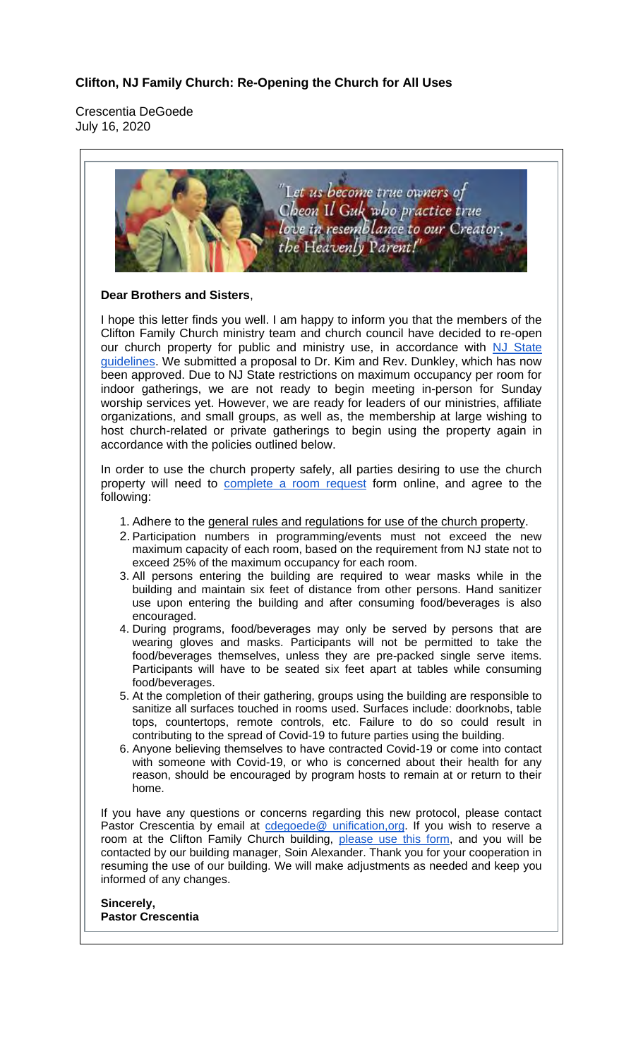**Clifton, NJ Family Church: Re-Opening the Church for All Uses**

Crescentia DeGoede
July 16, 2020

"Let us become true owners of Cheon Il Guk who practice true love in resemblance to our Creator, the Heavenly Parent!"

**Dear Brothers and Sisters**,

I hope this letter finds you well. I am happy to inform you that the members of the Clifton Family Church ministry team and church council have decided to re-open our church property for public and ministry use, in accordance with NJ State guidelines. We submitted a proposal to Dr. Kim and Rev. Dunkley, which has now been approved. Due to NJ State restrictions on maximum occupancy per room for indoor gatherings, we are not ready to begin meeting in-person for Sunday worship services yet. However, we are ready for leaders of our ministries, affiliate organizations, and small groups, as well as, the membership at large wishing to host church-related or private gatherings to begin using the property again in accordance with the policies outlined below.

In order to use the church property safely, all parties desiring to use the church property will need to complete a room request form online, and agree to the following:

1. Adhere to the general rules and regulations for use of the church property.
2. Participation numbers in programming/events must not exceed the new maximum capacity of each room, based on the requirement from NJ state not to exceed 25% of the maximum occupancy for each room.
3. All persons entering the building are required to wear masks while in the building and maintain six feet of distance from other persons. Hand sanitizer use upon entering the building and after consuming food/beverages is also encouraged.
4. During programs, food/beverages may only be served by persons that are wearing gloves and masks. Participants will not be permitted to take the food/beverages themselves, unless they are pre-packed single serve items. Participants will have to be seated six feet apart at tables while consuming food/beverages.
5. At the completion of their gathering, groups using the building are responsible to sanitize all surfaces touched in rooms used. Surfaces include: doorknobs, table tops, countertops, remote controls, etc. Failure to do so could result in contributing to the spread of Covid-19 to future parties using the building.
6. Anyone believing themselves to have contracted Covid-19 or come into contact with someone with Covid-19, or who is concerned about their health for any reason, should be encouraged by program hosts to remain at or return to their home.

If you have any questions or concerns regarding this new protocol, please contact Pastor Crescentia by email at cdegoede@ unification,org. If you wish to reserve a room at the Clifton Family Church building, please use this form, and you will be contacted by our building manager, Soin Alexander. Thank you for your cooperation in resuming the use of our building. We will make adjustments as needed and keep you informed of any changes.

**Sincerely,**
**Pastor Crescentia**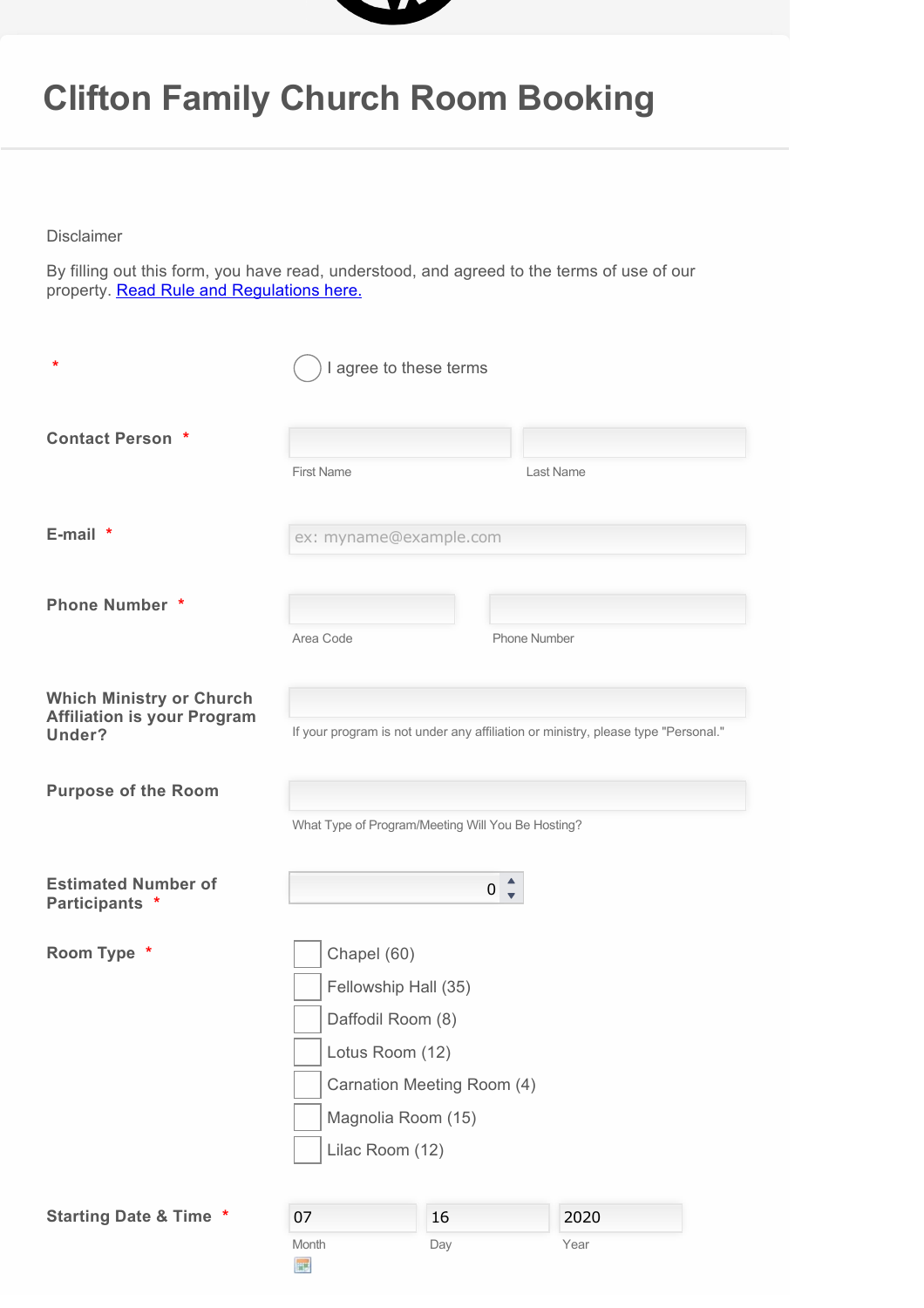# Clifton Family Church Room Booking

Disclaimer

By filling out this form, you have read, understood, and agreed to the terms of use of our property. [Read Rule and Regulations here.]()

*

- ◯ I agree to these terms

**Contact Person** *

First Name | Last Name

**E-mail** *

ex: myname@example.com

**Phone Number** *

Area Code | Phone Number

**Which Ministry or Church Affiliation is your Program Under?**

If your program is not under any affiliation or ministry, please type "Personal."

**Purpose of the Room**

What Type of Program/Meeting Will You Be Hosting?

**Estimated Number of Participants** *

0

**Room Type** *

- ☐ Chapel (60)
- ☐ Fellowship Hall (35)
- ☐ Daffodil Room (8)
- ☐ Lotus Room (12)
- ☐ Carnation Meeting Room (4)
- ☐ Magnolia Room (15)
- ☐ Lilac Room (12)

**Starting Date & Time** *

| 07 | 16 | 2020 |
|---|---|---|
| Month | Day | Year |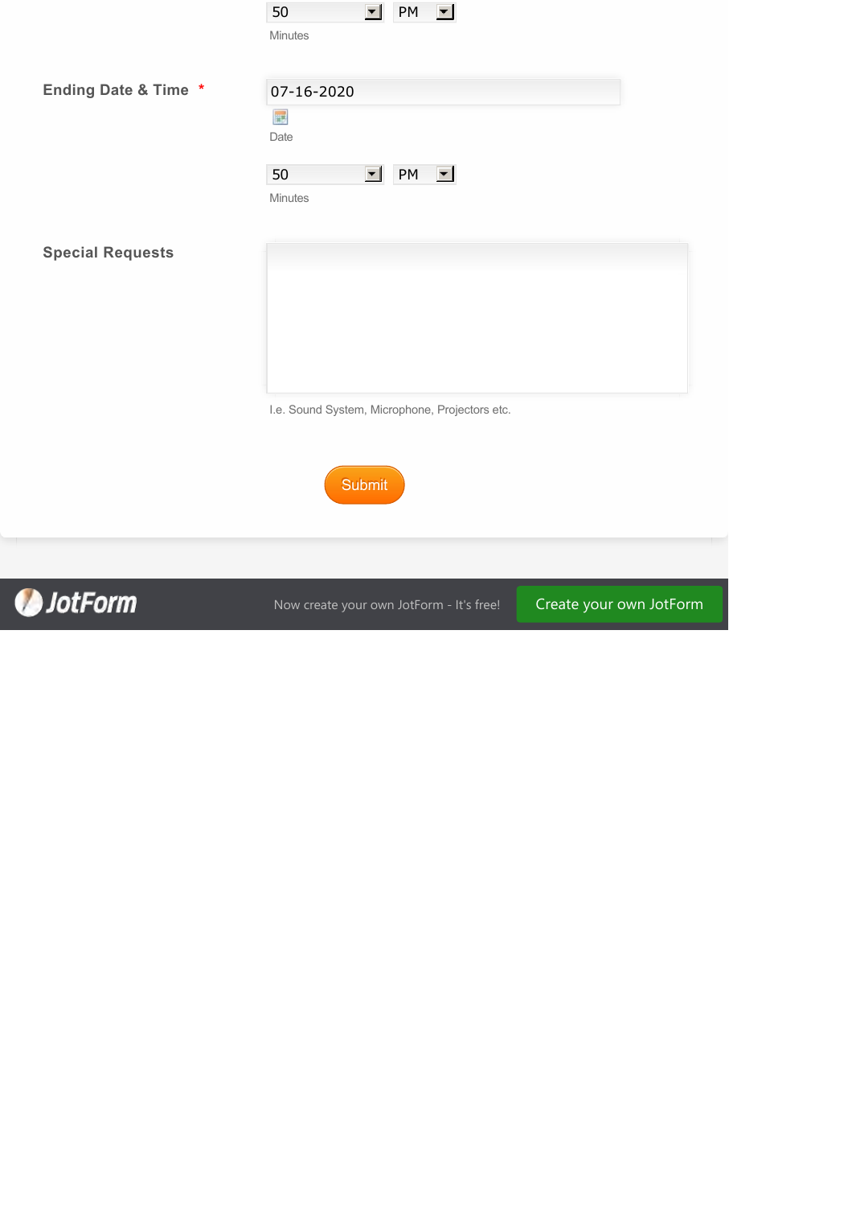50 PM

Minutes

**Ending Date & Time** *

07-16-2020

Date

50 PM

Minutes

**Special Requests**

I.e. Sound System, Microphone, Projectors etc.

Submit

JotForm

Now create your own JotForm - It's free!

Create your own JotForm